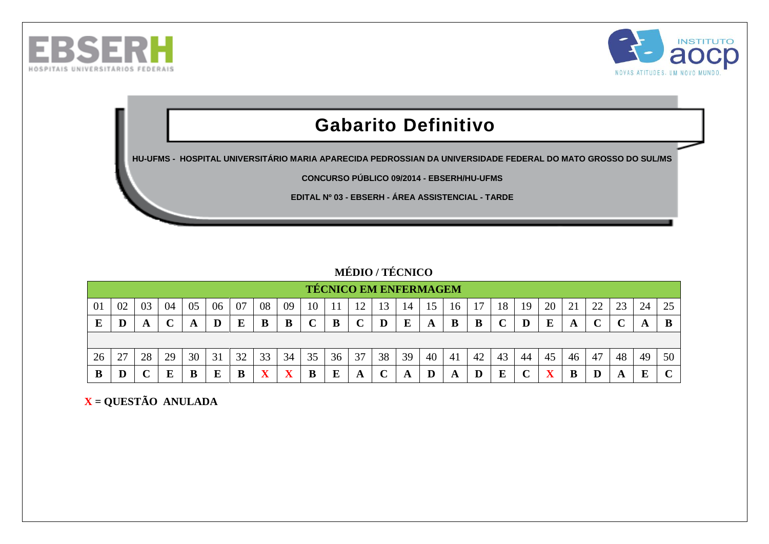EBSERH HOSPITAIS UNIVERSITÁRIOS FEDERAIS

INSTITUTO aocp NOVAS ATITUDES. UM NOVO MUNDO.

# Gabarito Definitivo

**HU-UFMS - HOSPITAL UNIVERSITÁRIO MARIA APARECIDA PEDROSSIAN DA UNIVERSIDADE FEDERAL DO MATO GROSSO DO SUL/MS**

**CONCURSO PÚBLICO 09/2014 - EBSERH/HU-UFMS**

**EDITAL Nº 03 - EBSERH - ÁREA ASSISTENCIAL - TARDE**

## MÉDIO / TÉCNICO

| TÉCNICO EM ENFERMAGEM | | | | | | | | | | | | | | | | | | | | | | | | |
|---|---|---|---|---|---|---|---|---|---|---|---|---|---|---|---|---|---|---|---|---|---|---|---|---|
| 01 | 02 | 03 | 04 | 05 | 06 | 07 | 08 | 09 | 10 | 11 | 12 | 13 | 14 | 15 | 16 | 17 | 18 | 19 | 20 | 21 | 22 | 23 | 24 | 25 |
| **E** | **D** | **A** | **C** | **A** | **D** | **E** | **B** | **B** | **C** | **B** | **C** | **D** | **E** | **A** | **B** | **B** | **C** | **D** | **E** | **A** | **C** | **C** | **A** | **B** |
| 26 | 27 | 28 | 29 | 30 | 31 | 32 | 33 | 34 | 35 | 36 | 37 | 38 | 39 | 40 | 41 | 42 | 43 | 44 | 45 | 46 | 47 | 48 | 49 | 50 |
| **B** | **D** | **C** | **E** | **B** | **E** | **B** | **X** | **X** | **B** | **E** | **A** | **C** | **A** | **D** | **A** | **D** | **E** | **C** | **X** | **B** | **D** | **A** | **E** | **C** |

**X = QUESTÃO ANULADA**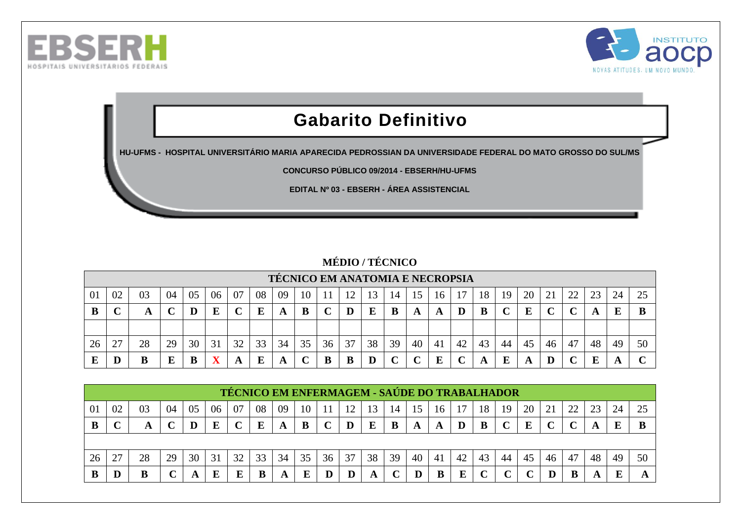# Gabarito Definitivo

**HU-UFMS - HOSPITAL UNIVERSITÁRIO MARIA APARECIDA PEDROSSIAN DA UNIVERSIDADE FEDERAL DO MATO GROSSO DO SUL/MS**

**CONCURSO PÚBLICO 09/2014 - EBSERH/HU-UFMS**

**EDITAL Nº 03 - EBSERH - ÁREA ASSISTENCIAL**

## MÉDIO / TÉCNICO

### TÉCNICO EM ANATOMIA E NECROPSIA

| 01 | 02 | 03 | 04 | 05 | 06 | 07 | 08 | 09 | 10 | 11 | 12 | 13 | 14 | 15 | 16 | 17 | 18 | 19 | 20 | 21 | 22 | 23 | 24 | 25 |
|---|---|---|---|---|---|---|---|---|---|---|---|---|---|---|---|---|---|---|---|---|---|---|---|---|
| **B** | **C** | **A** | **C** | **D** | **E** | **C** | **E** | **A** | **B** | **C** | **D** | **E** | **B** | **A** | **A** | **D** | **B** | **C** | **E** | **C** | **C** | **A** | **E** | **B** |
| 26 | 27 | 28 | 29 | 30 | 31 | 32 | 33 | 34 | 35 | 36 | 37 | 38 | 39 | 40 | 41 | 42 | 43 | 44 | 45 | 46 | 47 | 48 | 49 | 50 |
| **E** | **D** | **B** | **E** | **B** | **X** | **A** | **E** | **A** | **C** | **B** | **B** | **D** | **C** | **C** | **E** | **C** | **A** | **E** | **A** | **D** | **C** | **E** | **A** | **C** |

### TÉCNICO EM ENFERMAGEM - SAÚDE DO TRABALHADOR

| 01 | 02 | 03 | 04 | 05 | 06 | 07 | 08 | 09 | 10 | 11 | 12 | 13 | 14 | 15 | 16 | 17 | 18 | 19 | 20 | 21 | 22 | 23 | 24 | 25 |
|---|---|---|---|---|---|---|---|---|---|---|---|---|---|---|---|---|---|---|---|---|---|---|---|---|
| **B** | **C** | **A** | **C** | **D** | **E** | **C** | **E** | **A** | **B** | **C** | **D** | **E** | **B** | **A** | **A** | **D** | **B** | **C** | **E** | **C** | **C** | **A** | **E** | **B** |
| 26 | 27 | 28 | 29 | 30 | 31 | 32 | 33 | 34 | 35 | 36 | 37 | 38 | 39 | 40 | 41 | 42 | 43 | 44 | 45 | 46 | 47 | 48 | 49 | 50 |
| **B** | **D** | **B** | **C** | **A** | **E** | **E** | **B** | **A** | **E** | **D** | **D** | **A** | **C** | **D** | **B** | **E** | **C** | **C** | **C** | **D** | **B** | **A** | **E** | **A** |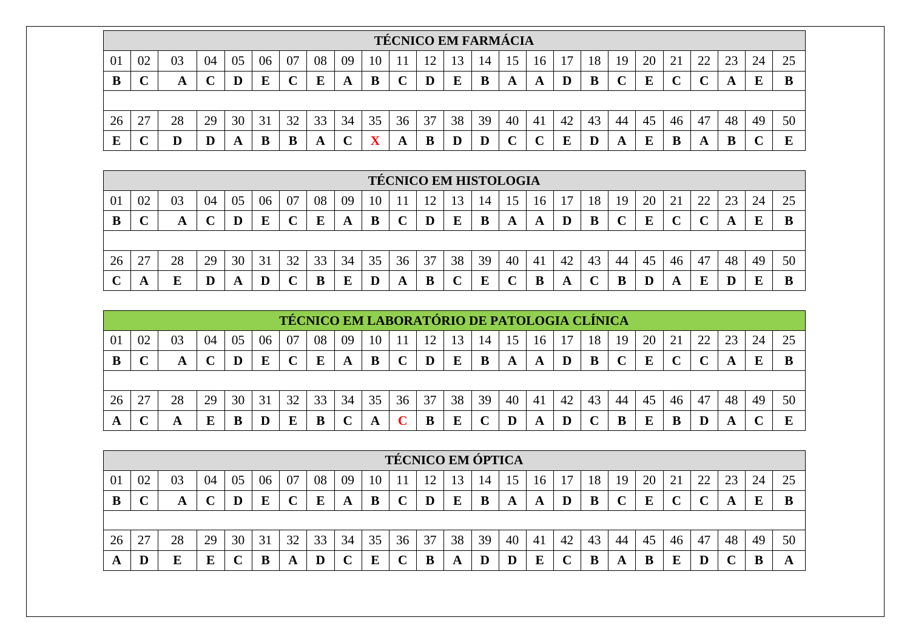| TÉCNICO EM FARMÁCIA | | | | | | | | | | | | | | | | | | | | | | | | |
|---|---|---|---|---|---|---|---|---|---|---|---|---|---|---|---|---|---|---|---|---|---|---|---|---|
| 01 | 02 | 03 | 04 | 05 | 06 | 07 | 08 | 09 | 10 | 11 | 12 | 13 | 14 | 15 | 16 | 17 | 18 | 19 | 20 | 21 | 22 | 23 | 24 | 25 |
| **B** | **C** | **A** | **C** | **D** | **E** | **C** | **E** | **A** | **B** | **C** | **D** | **E** | **B** | **A** | **A** | **D** | **B** | **C** | **E** | **C** | **C** | **A** | **E** | **B** |
| 26 | 27 | 28 | 29 | 30 | 31 | 32 | 33 | 34 | 35 | 36 | 37 | 38 | 39 | 40 | 41 | 42 | 43 | 44 | 45 | 46 | 47 | 48 | 49 | 50 |
| **E** | **C** | **D** | **D** | **A** | **B** | **B** | **A** | **C** | **X** | **A** | **B** | **D** | **D** | **C** | **C** | **E** | **D** | **A** | **E** | **B** | **A** | **B** | **C** | **E** |

| TÉCNICO EM HISTOLOGIA | | | | | | | | | | | | | | | | | | | | | | | | |
|---|---|---|---|---|---|---|---|---|---|---|---|---|---|---|---|---|---|---|---|---|---|---|---|---|
| 01 | 02 | 03 | 04 | 05 | 06 | 07 | 08 | 09 | 10 | 11 | 12 | 13 | 14 | 15 | 16 | 17 | 18 | 19 | 20 | 21 | 22 | 23 | 24 | 25 |
| **B** | **C** | **A** | **C** | **D** | **E** | **C** | **E** | **A** | **B** | **C** | **D** | **E** | **B** | **A** | **A** | **D** | **B** | **C** | **E** | **C** | **C** | **A** | **E** | **B** |
| 26 | 27 | 28 | 29 | 30 | 31 | 32 | 33 | 34 | 35 | 36 | 37 | 38 | 39 | 40 | 41 | 42 | 43 | 44 | 45 | 46 | 47 | 48 | 49 | 50 |
| **C** | **A** | **E** | **D** | **A** | **D** | **C** | **B** | **E** | **D** | **A** | **B** | **C** | **E** | **C** | **B** | **A** | **C** | **B** | **D** | **A** | **E** | **D** | **E** | **B** |

| TÉCNICO EM LABORATÓRIO DE PATOLOGIA CLÍNICA | | | | | | | | | | | | | | | | | | | | | | | | |
|---|---|---|---|---|---|---|---|---|---|---|---|---|---|---|---|---|---|---|---|---|---|---|---|---|
| 01 | 02 | 03 | 04 | 05 | 06 | 07 | 08 | 09 | 10 | 11 | 12 | 13 | 14 | 15 | 16 | 17 | 18 | 19 | 20 | 21 | 22 | 23 | 24 | 25 |
| **B** | **C** | **A** | **C** | **D** | **E** | **C** | **E** | **A** | **B** | **C** | **D** | **E** | **B** | **A** | **A** | **D** | **B** | **C** | **E** | **C** | **C** | **A** | **E** | **B** |
| 26 | 27 | 28 | 29 | 30 | 31 | 32 | 33 | 34 | 35 | 36 | 37 | 38 | 39 | 40 | 41 | 42 | 43 | 44 | 45 | 46 | 47 | 48 | 49 | 50 |
| **A** | **C** | **A** | **E** | **B** | **D** | **E** | **B** | **C** | **A** | **C** | **B** | **E** | **C** | **D** | **A** | **D** | **C** | **B** | **E** | **B** | **D** | **A** | **C** | **E** |

| TÉCNICO EM ÓPTICA | | | | | | | | | | | | | | | | | | | | | | | | |
|---|---|---|---|---|---|---|---|---|---|---|---|---|---|---|---|---|---|---|---|---|---|---|---|---|
| 01 | 02 | 03 | 04 | 05 | 06 | 07 | 08 | 09 | 10 | 11 | 12 | 13 | 14 | 15 | 16 | 17 | 18 | 19 | 20 | 21 | 22 | 23 | 24 | 25 |
| **B** | **C** | **A** | **C** | **D** | **E** | **C** | **E** | **A** | **B** | **C** | **D** | **E** | **B** | **A** | **A** | **D** | **B** | **C** | **E** | **C** | **C** | **A** | **E** | **B** |
| 26 | 27 | 28 | 29 | 30 | 31 | 32 | 33 | 34 | 35 | 36 | 37 | 38 | 39 | 40 | 41 | 42 | 43 | 44 | 45 | 46 | 47 | 48 | 49 | 50 |
| **A** | **D** | **E** | **E** | **C** | **B** | **A** | **D** | **C** | **E** | **C** | **B** | **A** | **D** | **D** | **E** | **C** | **B** | **A** | **B** | **E** | **D** | **C** | **B** | **A** |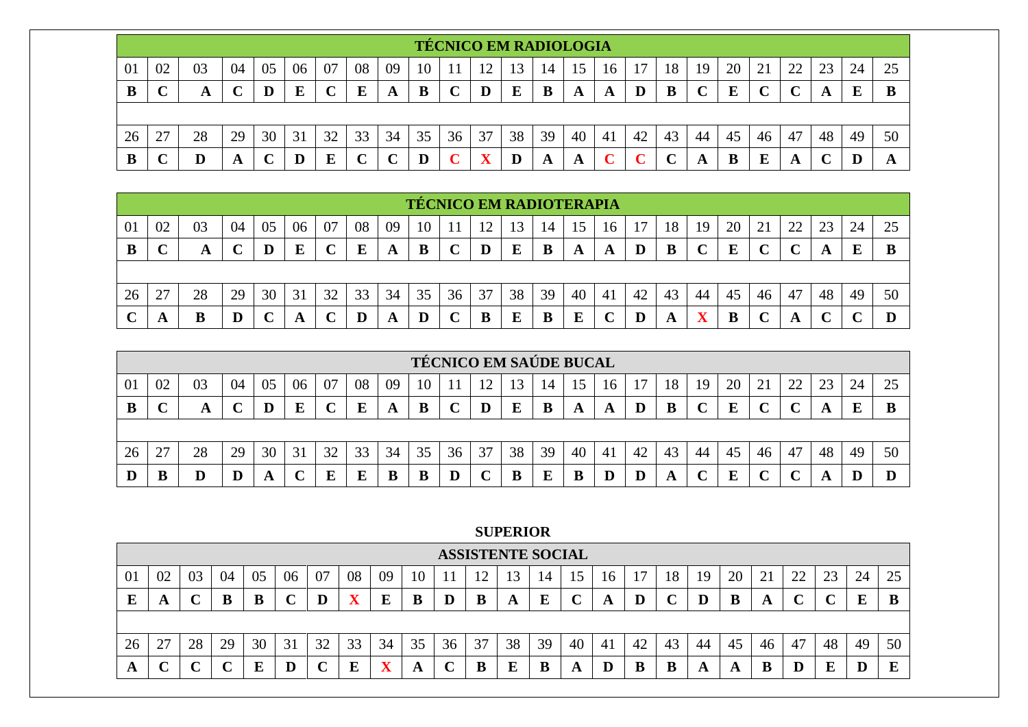| TÉCNICO EM RADIOLOGIA | | | | | | | | | | | | | | | | | | | | | | | | |
|---|---|---|---|---|---|---|---|---|---|---|---|---|---|---|---|---|---|---|---|---|---|---|---|---|
| 01 | 02 | 03 | 04 | 05 | 06 | 07 | 08 | 09 | 10 | 11 | 12 | 13 | 14 | 15 | 16 | 17 | 18 | 19 | 20 | 21 | 22 | 23 | 24 | 25 |
| **B** | **C** | **A** | **C** | **D** | **E** | **C** | **E** | **A** | **B** | **C** | **D** | **E** | **B** | **A** | **A** | **D** | **B** | **C** | **E** | **C** | **C** | **A** | **E** | **B** |
| 26 | 27 | 28 | 29 | 30 | 31 | 32 | 33 | 34 | 35 | 36 | 37 | 38 | 39 | 40 | 41 | 42 | 43 | 44 | 45 | 46 | 47 | 48 | 49 | 50 |
| **B** | **C** | **D** | **A** | **C** | **D** | **E** | **C** | **C** | **D** | **C** | **X** | **D** | **A** | **A** | **C** | **C** | **C** | **A** | **B** | **E** | **A** | **C** | **D** | **A** |

| TÉCNICO EM RADIOTERAPIA | | | | | | | | | | | | | | | | | | | | | | | | |
|---|---|---|---|---|---|---|---|---|---|---|---|---|---|---|---|---|---|---|---|---|---|---|---|---|
| 01 | 02 | 03 | 04 | 05 | 06 | 07 | 08 | 09 | 10 | 11 | 12 | 13 | 14 | 15 | 16 | 17 | 18 | 19 | 20 | 21 | 22 | 23 | 24 | 25 |
| **B** | **C** | **A** | **C** | **D** | **E** | **C** | **E** | **A** | **B** | **C** | **D** | **E** | **B** | **A** | **A** | **D** | **B** | **C** | **E** | **C** | **C** | **A** | **E** | **B** |
| 26 | 27 | 28 | 29 | 30 | 31 | 32 | 33 | 34 | 35 | 36 | 37 | 38 | 39 | 40 | 41 | 42 | 43 | 44 | 45 | 46 | 47 | 48 | 49 | 50 |
| **C** | **A** | **B** | **D** | **C** | **A** | **C** | **D** | **A** | **D** | **C** | **B** | **E** | **B** | **E** | **C** | **D** | **A** | **X** | **B** | **C** | **A** | **C** | **C** | **D** |

| TÉCNICO EM SAÚDE BUCAL | | | | | | | | | | | | | | | | | | | | | | | | |
|---|---|---|---|---|---|---|---|---|---|---|---|---|---|---|---|---|---|---|---|---|---|---|---|---|
| 01 | 02 | 03 | 04 | 05 | 06 | 07 | 08 | 09 | 10 | 11 | 12 | 13 | 14 | 15 | 16 | 17 | 18 | 19 | 20 | 21 | 22 | 23 | 24 | 25 |
| **B** | **C** | **A** | **C** | **D** | **E** | **C** | **E** | **A** | **B** | **C** | **D** | **E** | **B** | **A** | **A** | **D** | **B** | **C** | **E** | **C** | **C** | **A** | **E** | **B** |
| 26 | 27 | 28 | 29 | 30 | 31 | 32 | 33 | 34 | 35 | 36 | 37 | 38 | 39 | 40 | 41 | 42 | 43 | 44 | 45 | 46 | 47 | 48 | 49 | 50 |
| **D** | **B** | **D** | **D** | **A** | **C** | **E** | **E** | **B** | **B** | **D** | **C** | **B** | **E** | **B** | **D** | **D** | **A** | **C** | **E** | **C** | **C** | **A** | **D** | **D** |

## SUPERIOR

| ASSISTENTE SOCIAL | | | | | | | | | | | | | | | | | | | | | | | | |
|---|---|---|---|---|---|---|---|---|---|---|---|---|---|---|---|---|---|---|---|---|---|---|---|---|
| 01 | 02 | 03 | 04 | 05 | 06 | 07 | 08 | 09 | 10 | 11 | 12 | 13 | 14 | 15 | 16 | 17 | 18 | 19 | 20 | 21 | 22 | 23 | 24 | 25 |
| **E** | **A** | **C** | **B** | **B** | **C** | **D** | **X** | **E** | **B** | **D** | **B** | **A** | **E** | **C** | **A** | **D** | **C** | **D** | **B** | **A** | **C** | **C** | **E** | **B** |
| 26 | 27 | 28 | 29 | 30 | 31 | 32 | 33 | 34 | 35 | 36 | 37 | 38 | 39 | 40 | 41 | 42 | 43 | 44 | 45 | 46 | 47 | 48 | 49 | 50 |
| **A** | **C** | **C** | **C** | **E** | **D** | **C** | **E** | **X** | **A** | **C** | **B** | **E** | **B** | **A** | **D** | **B** | **B** | **A** | **A** | **B** | **D** | **E** | **D** | **E** |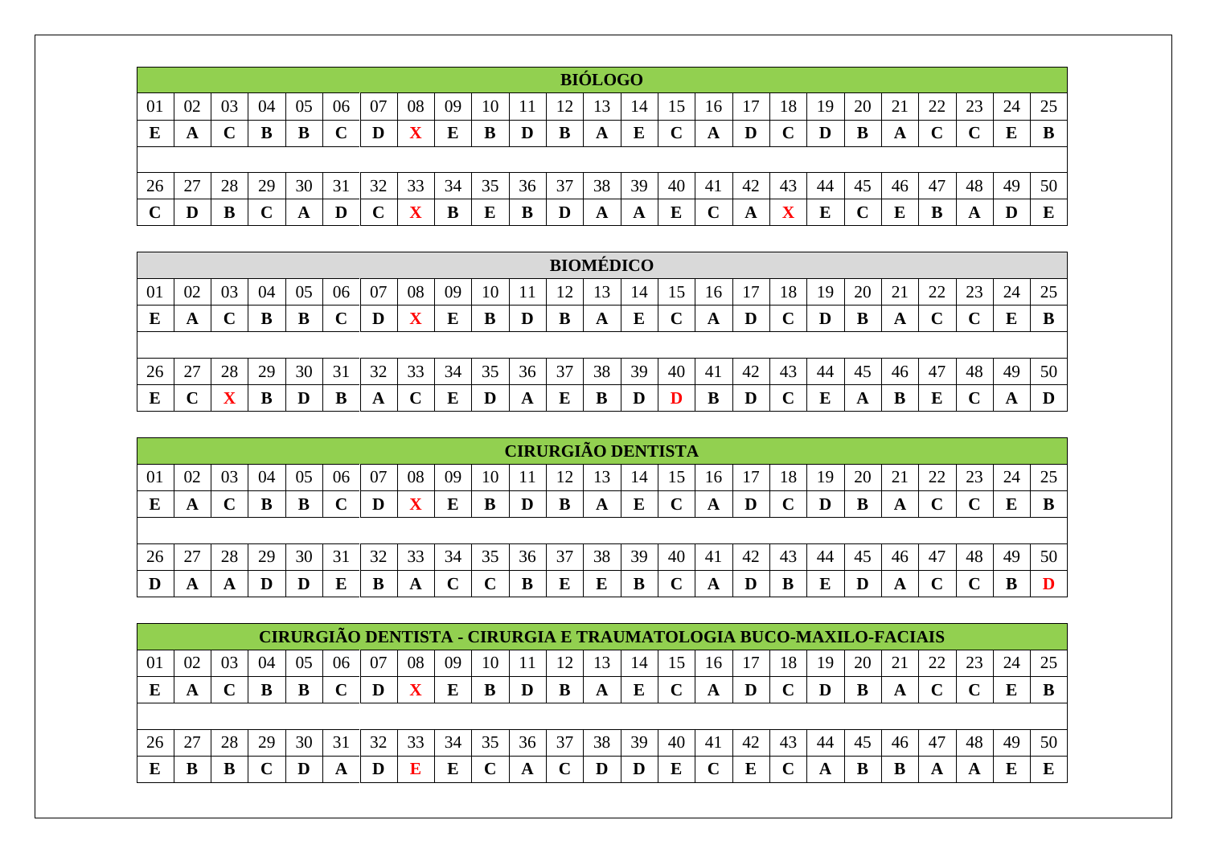| BIÓLOGO | | | | | | | | | | | | | | | | | | | | | | | | |
|---|---|---|---|---|---|---|---|---|---|---|---|---|---|---|---|---|---|---|---|---|---|---|---|---|
| 01 | 02 | 03 | 04 | 05 | 06 | 07 | 08 | 09 | 10 | 11 | 12 | 13 | 14 | 15 | 16 | 17 | 18 | 19 | 20 | 21 | 22 | 23 | 24 | 25 |
| **E** | **A** | **C** | **B** | **B** | **C** | **D** | **X** | **E** | **B** | **D** | **B** | **A** | **E** | **C** | **A** | **D** | **C** | **D** | **B** | **A** | **C** | **C** | **E** | **B** |
| 26 | 27 | 28 | 29 | 30 | 31 | 32 | 33 | 34 | 35 | 36 | 37 | 38 | 39 | 40 | 41 | 42 | 43 | 44 | 45 | 46 | 47 | 48 | 49 | 50 |
| **C** | **D** | **B** | **C** | **A** | **D** | **C** | **X** | **B** | **E** | **B** | **D** | **A** | **A** | **E** | **C** | **A** | **X** | **E** | **C** | **E** | **B** | **A** | **D** | **E** |

| BIOMÉDICO | | | | | | | | | | | | | | | | | | | | | | | | |
|---|---|---|---|---|---|---|---|---|---|---|---|---|---|---|---|---|---|---|---|---|---|---|---|---|
| 01 | 02 | 03 | 04 | 05 | 06 | 07 | 08 | 09 | 10 | 11 | 12 | 13 | 14 | 15 | 16 | 17 | 18 | 19 | 20 | 21 | 22 | 23 | 24 | 25 |
| **E** | **A** | **C** | **B** | **B** | **C** | **D** | **X** | **E** | **B** | **D** | **B** | **A** | **E** | **C** | **A** | **D** | **C** | **D** | **B** | **A** | **C** | **C** | **E** | **B** |
| 26 | 27 | 28 | 29 | 30 | 31 | 32 | 33 | 34 | 35 | 36 | 37 | 38 | 39 | 40 | 41 | 42 | 43 | 44 | 45 | 46 | 47 | 48 | 49 | 50 |
| **E** | **C** | **X** | **B** | **D** | **B** | **A** | **C** | **E** | **D** | **A** | **E** | **B** | **D** | **D** | **B** | **D** | **C** | **E** | **A** | **B** | **E** | **C** | **A** | **D** |

| CIRURGIÃO DENTISTA | | | | | | | | | | | | | | | | | | | | | | | | |
|---|---|---|---|---|---|---|---|---|---|---|---|---|---|---|---|---|---|---|---|---|---|---|---|---|
| 01 | 02 | 03 | 04 | 05 | 06 | 07 | 08 | 09 | 10 | 11 | 12 | 13 | 14 | 15 | 16 | 17 | 18 | 19 | 20 | 21 | 22 | 23 | 24 | 25 |
| **E** | **A** | **C** | **B** | **B** | **C** | **D** | **X** | **E** | **B** | **D** | **B** | **A** | **E** | **C** | **A** | **D** | **C** | **D** | **B** | **A** | **C** | **C** | **E** | **B** |
| 26 | 27 | 28 | 29 | 30 | 31 | 32 | 33 | 34 | 35 | 36 | 37 | 38 | 39 | 40 | 41 | 42 | 43 | 44 | 45 | 46 | 47 | 48 | 49 | 50 |
| **D** | **A** | **A** | **D** | **D** | **E** | **B** | **A** | **C** | **C** | **B** | **E** | **E** | **B** | **C** | **A** | **D** | **B** | **E** | **D** | **A** | **C** | **C** | **B** | **D** |

| CIRURGIÃO DENTISTA - CIRURGIA E TRAUMATOLOGIA BUCO-MAXILO-FACIAIS | | | | | | | | | | | | | | | | | | | | | | | | |
|---|---|---|---|---|---|---|---|---|---|---|---|---|---|---|---|---|---|---|---|---|---|---|---|---|
| 01 | 02 | 03 | 04 | 05 | 06 | 07 | 08 | 09 | 10 | 11 | 12 | 13 | 14 | 15 | 16 | 17 | 18 | 19 | 20 | 21 | 22 | 23 | 24 | 25 |
| **E** | **A** | **C** | **B** | **B** | **C** | **D** | **X** | **E** | **B** | **D** | **B** | **A** | **E** | **C** | **A** | **D** | **C** | **D** | **B** | **A** | **C** | **C** | **E** | **B** |
| 26 | 27 | 28 | 29 | 30 | 31 | 32 | 33 | 34 | 35 | 36 | 37 | 38 | 39 | 40 | 41 | 42 | 43 | 44 | 45 | 46 | 47 | 48 | 49 | 50 |
| **E** | **B** | **B** | **C** | **D** | **A** | **D** | **E** | **E** | **C** | **A** | **C** | **D** | **D** | **E** | **C** | **E** | **C** | **A** | **B** | **B** | **A** | **A** | **E** | **E** |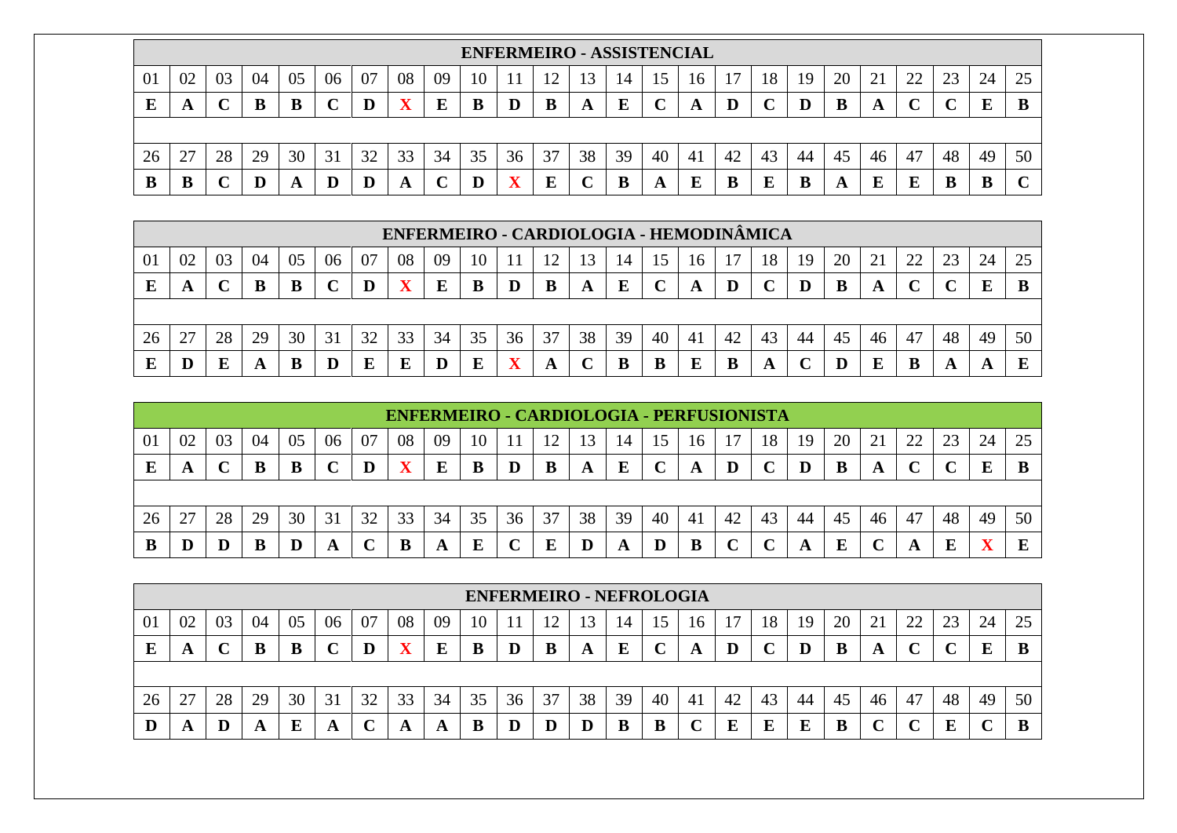| ENFERMEIRO - ASSISTENCIAL | | | | | | | | | | | | | | | | | | | | | | | | |
|---|---|---|---|---|---|---|---|---|---|---|---|---|---|---|---|---|---|---|---|---|---|---|---|---|
| 01 | 02 | 03 | 04 | 05 | 06 | 07 | 08 | 09 | 10 | 11 | 12 | 13 | 14 | 15 | 16 | 17 | 18 | 19 | 20 | 21 | 22 | 23 | 24 | 25 |
| **E** | **A** | **C** | **B** | **B** | **C** | **D** | **X** | **E** | **B** | **D** | **B** | **A** | **E** | **C** | **A** | **D** | **C** | **D** | **B** | **A** | **C** | **C** | **E** | **B** |
| 26 | 27 | 28 | 29 | 30 | 31 | 32 | 33 | 34 | 35 | 36 | 37 | 38 | 39 | 40 | 41 | 42 | 43 | 44 | 45 | 46 | 47 | 48 | 49 | 50 |
| **B** | **B** | **C** | **D** | **A** | **D** | **D** | **A** | **C** | **D** | **X** | **E** | **C** | **B** | **A** | **E** | **B** | **E** | **B** | **A** | **E** | **E** | **B** | **B** | **C** |

| ENFERMEIRO - CARDIOLOGIA - HEMODINÂMICA | | | | | | | | | | | | | | | | | | | | | | | | |
|---|---|---|---|---|---|---|---|---|---|---|---|---|---|---|---|---|---|---|---|---|---|---|---|---|
| 01 | 02 | 03 | 04 | 05 | 06 | 07 | 08 | 09 | 10 | 11 | 12 | 13 | 14 | 15 | 16 | 17 | 18 | 19 | 20 | 21 | 22 | 23 | 24 | 25 |
| **E** | **A** | **C** | **B** | **B** | **C** | **D** | **X** | **E** | **B** | **D** | **B** | **A** | **E** | **C** | **A** | **D** | **C** | **D** | **B** | **A** | **C** | **C** | **E** | **B** |
| 26 | 27 | 28 | 29 | 30 | 31 | 32 | 33 | 34 | 35 | 36 | 37 | 38 | 39 | 40 | 41 | 42 | 43 | 44 | 45 | 46 | 47 | 48 | 49 | 50 |
| **E** | **D** | **E** | **A** | **B** | **D** | **E** | **E** | **D** | **E** | **X** | **A** | **C** | **B** | **B** | **E** | **B** | **A** | **C** | **D** | **E** | **B** | **A** | **A** | **E** |

| ENFERMEIRO - CARDIOLOGIA - PERFUSIONISTA | | | | | | | | | | | | | | | | | | | | | | | | |
|---|---|---|---|---|---|---|---|---|---|---|---|---|---|---|---|---|---|---|---|---|---|---|---|---|
| 01 | 02 | 03 | 04 | 05 | 06 | 07 | 08 | 09 | 10 | 11 | 12 | 13 | 14 | 15 | 16 | 17 | 18 | 19 | 20 | 21 | 22 | 23 | 24 | 25 |
| **E** | **A** | **C** | **B** | **B** | **C** | **D** | **X** | **E** | **B** | **D** | **B** | **A** | **E** | **C** | **A** | **D** | **C** | **D** | **B** | **A** | **C** | **C** | **E** | **B** |
| 26 | 27 | 28 | 29 | 30 | 31 | 32 | 33 | 34 | 35 | 36 | 37 | 38 | 39 | 40 | 41 | 42 | 43 | 44 | 45 | 46 | 47 | 48 | 49 | 50 |
| **B** | **D** | **D** | **B** | **D** | **A** | **C** | **B** | **A** | **E** | **C** | **E** | **D** | **A** | **D** | **B** | **C** | **C** | **A** | **E** | **C** | **A** | **E** | **X** | **E** |

| ENFERMEIRO - NEFROLOGIA | | | | | | | | | | | | | | | | | | | | | | | | |
|---|---|---|---|---|---|---|---|---|---|---|---|---|---|---|---|---|---|---|---|---|---|---|---|---|
| 01 | 02 | 03 | 04 | 05 | 06 | 07 | 08 | 09 | 10 | 11 | 12 | 13 | 14 | 15 | 16 | 17 | 18 | 19 | 20 | 21 | 22 | 23 | 24 | 25 |
| **E** | **A** | **C** | **B** | **B** | **C** | **D** | **X** | **E** | **B** | **D** | **B** | **A** | **E** | **C** | **A** | **D** | **C** | **D** | **B** | **A** | **C** | **C** | **E** | **B** |
| 26 | 27 | 28 | 29 | 30 | 31 | 32 | 33 | 34 | 35 | 36 | 37 | 38 | 39 | 40 | 41 | 42 | 43 | 44 | 45 | 46 | 47 | 48 | 49 | 50 |
| **D** | **A** | **D** | **A** | **E** | **A** | **C** | **A** | **A** | **B** | **D** | **D** | **D** | **B** | **B** | **C** | **E** | **E** | **E** | **B** | **C** | **C** | **E** | **C** | **B** |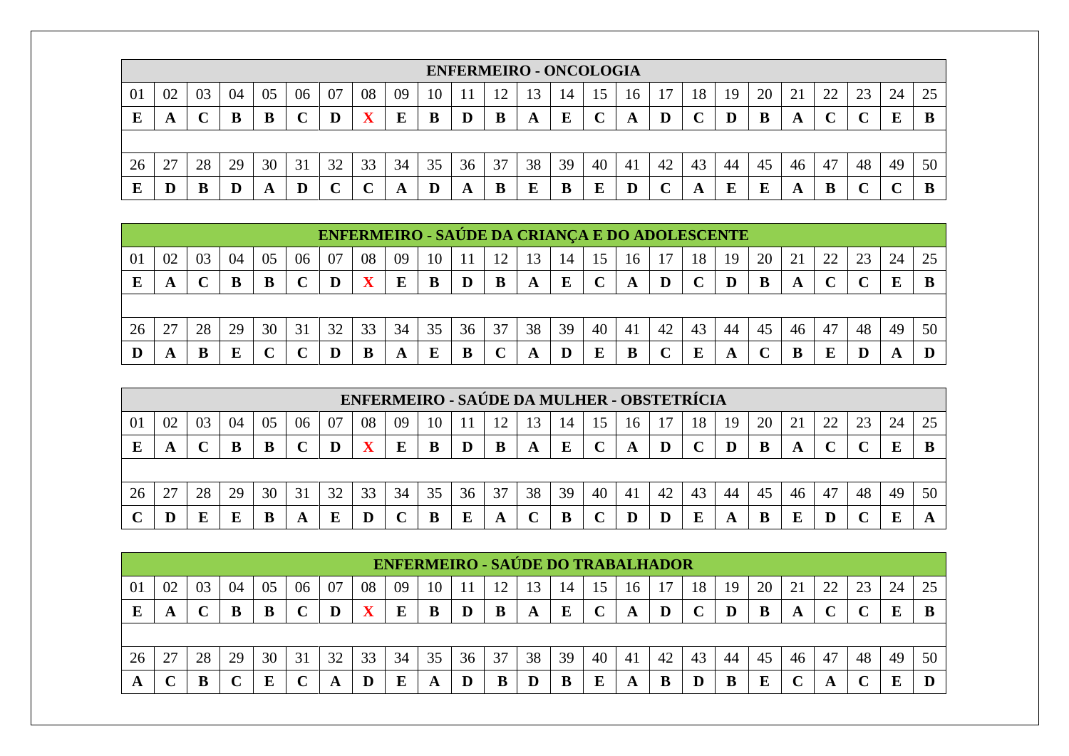| ENFERMEIRO - ONCOLOGIA | | | | | | | | | | | | | | | | | | | | | | | | |
|---|---|---|---|---|---|---|---|---|---|---|---|---|---|---|---|---|---|---|---|---|---|---|---|---|
| 01 | 02 | 03 | 04 | 05 | 06 | 07 | 08 | 09 | 10 | 11 | 12 | 13 | 14 | 15 | 16 | 17 | 18 | 19 | 20 | 21 | 22 | 23 | 24 | 25 |
| **E** | **A** | **C** | **B** | **B** | **C** | **D** | **X** | **E** | **B** | **D** | **B** | **A** | **E** | **C** | **A** | **D** | **C** | **D** | **B** | **A** | **C** | **C** | **E** | **B** |
| 26 | 27 | 28 | 29 | 30 | 31 | 32 | 33 | 34 | 35 | 36 | 37 | 38 | 39 | 40 | 41 | 42 | 43 | 44 | 45 | 46 | 47 | 48 | 49 | 50 |
| **E** | **D** | **B** | **D** | **A** | **D** | **C** | **C** | **A** | **D** | **A** | **B** | **E** | **B** | **E** | **D** | **C** | **A** | **E** | **E** | **A** | **B** | **C** | **C** | **B** |

| ENFERMEIRO - SAÚDE DA CRIANÇA E DO ADOLESCENTE | | | | | | | | | | | | | | | | | | | | | | | | |
|---|---|---|---|---|---|---|---|---|---|---|---|---|---|---|---|---|---|---|---|---|---|---|---|---|
| 01 | 02 | 03 | 04 | 05 | 06 | 07 | 08 | 09 | 10 | 11 | 12 | 13 | 14 | 15 | 16 | 17 | 18 | 19 | 20 | 21 | 22 | 23 | 24 | 25 |
| **E** | **A** | **C** | **B** | **B** | **C** | **D** | **X** | **E** | **B** | **D** | **B** | **A** | **E** | **C** | **A** | **D** | **C** | **D** | **B** | **A** | **C** | **C** | **E** | **B** |
| 26 | 27 | 28 | 29 | 30 | 31 | 32 | 33 | 34 | 35 | 36 | 37 | 38 | 39 | 40 | 41 | 42 | 43 | 44 | 45 | 46 | 47 | 48 | 49 | 50 |
| **D** | **A** | **B** | **E** | **C** | **C** | **D** | **B** | **A** | **E** | **B** | **C** | **A** | **D** | **E** | **B** | **C** | **E** | **A** | **C** | **B** | **E** | **D** | **A** | **D** |

| ENFERMEIRO - SAÚDE DA MULHER - OBSTETRÍCIA | | | | | | | | | | | | | | | | | | | | | | | | |
|---|---|---|---|---|---|---|---|---|---|---|---|---|---|---|---|---|---|---|---|---|---|---|---|---|
| 01 | 02 | 03 | 04 | 05 | 06 | 07 | 08 | 09 | 10 | 11 | 12 | 13 | 14 | 15 | 16 | 17 | 18 | 19 | 20 | 21 | 22 | 23 | 24 | 25 |
| **E** | **A** | **C** | **B** | **B** | **C** | **D** | **X** | **E** | **B** | **D** | **B** | **A** | **E** | **C** | **A** | **D** | **C** | **D** | **B** | **A** | **C** | **C** | **E** | **B** |
| 26 | 27 | 28 | 29 | 30 | 31 | 32 | 33 | 34 | 35 | 36 | 37 | 38 | 39 | 40 | 41 | 42 | 43 | 44 | 45 | 46 | 47 | 48 | 49 | 50 |
| **C** | **D** | **E** | **E** | **B** | **A** | **E** | **D** | **C** | **B** | **E** | **A** | **C** | **B** | **C** | **D** | **D** | **E** | **A** | **B** | **E** | **D** | **C** | **E** | **A** |

| ENFERMEIRO - SAÚDE DO TRABALHADOR | | | | | | | | | | | | | | | | | | | | | | | | |
|---|---|---|---|---|---|---|---|---|---|---|---|---|---|---|---|---|---|---|---|---|---|---|---|---|
| 01 | 02 | 03 | 04 | 05 | 06 | 07 | 08 | 09 | 10 | 11 | 12 | 13 | 14 | 15 | 16 | 17 | 18 | 19 | 20 | 21 | 22 | 23 | 24 | 25 |
| **E** | **A** | **C** | **B** | **B** | **C** | **D** | **X** | **E** | **B** | **D** | **B** | **A** | **E** | **C** | **A** | **D** | **C** | **D** | **B** | **A** | **C** | **C** | **E** | **B** |
| 26 | 27 | 28 | 29 | 30 | 31 | 32 | 33 | 34 | 35 | 36 | 37 | 38 | 39 | 40 | 41 | 42 | 43 | 44 | 45 | 46 | 47 | 48 | 49 | 50 |
| **A** | **C** | **B** | **C** | **E** | **C** | **A** | **D** | **E** | **A** | **D** | **B** | **D** | **B** | **E** | **A** | **B** | **D** | **B** | **E** | **C** | **A** | **C** | **E** | **D** |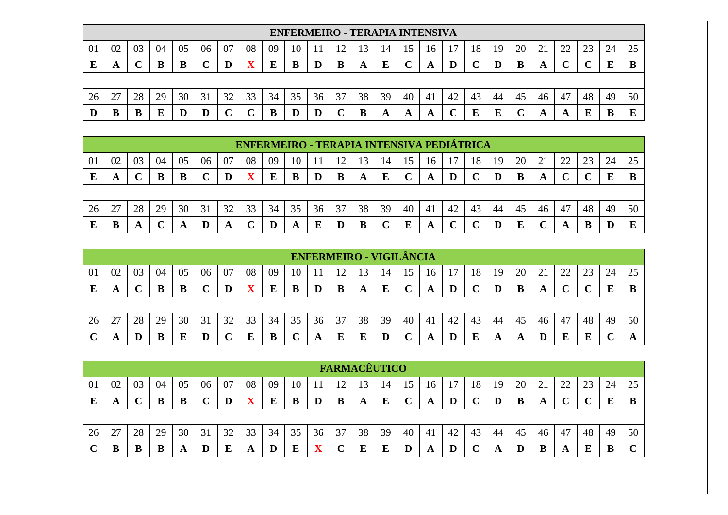| ENFERMEIRO - TERAPIA INTENSIVA | | | | | | | | | | | | | | | | | | | | | | | | |
|---|---|---|---|---|---|---|---|---|---|---|---|---|---|---|---|---|---|---|---|---|---|---|---|---|
| 01 | 02 | 03 | 04 | 05 | 06 | 07 | 08 | 09 | 10 | 11 | 12 | 13 | 14 | 15 | 16 | 17 | 18 | 19 | 20 | 21 | 22 | 23 | 24 | 25 |
| **E** | **A** | **C** | **B** | **B** | **C** | **D** | **X** | **E** | **B** | **D** | **B** | **A** | **E** | **C** | **A** | **D** | **C** | **D** | **B** | **A** | **C** | **C** | **E** | **B** |
| 26 | 27 | 28 | 29 | 30 | 31 | 32 | 33 | 34 | 35 | 36 | 37 | 38 | 39 | 40 | 41 | 42 | 43 | 44 | 45 | 46 | 47 | 48 | 49 | 50 |
| **D** | **B** | **B** | **E** | **D** | **D** | **C** | **C** | **B** | **D** | **D** | **C** | **B** | **A** | **A** | **A** | **C** | **E** | **E** | **C** | **A** | **A** | **E** | **B** | **E** |

| ENFERMEIRO - TERAPIA INTENSIVA PEDIÁTRICA | | | | | | | | | | | | | | | | | | | | | | | | |
|---|---|---|---|---|---|---|---|---|---|---|---|---|---|---|---|---|---|---|---|---|---|---|---|---|
| 01 | 02 | 03 | 04 | 05 | 06 | 07 | 08 | 09 | 10 | 11 | 12 | 13 | 14 | 15 | 16 | 17 | 18 | 19 | 20 | 21 | 22 | 23 | 24 | 25 |
| **E** | **A** | **C** | **B** | **B** | **C** | **D** | **X** | **E** | **B** | **D** | **B** | **A** | **E** | **C** | **A** | **D** | **C** | **D** | **B** | **A** | **C** | **C** | **E** | **B** |
| 26 | 27 | 28 | 29 | 30 | 31 | 32 | 33 | 34 | 35 | 36 | 37 | 38 | 39 | 40 | 41 | 42 | 43 | 44 | 45 | 46 | 47 | 48 | 49 | 50 |
| **E** | **B** | **A** | **C** | **A** | **D** | **A** | **C** | **D** | **A** | **E** | **D** | **B** | **C** | **E** | **A** | **C** | **C** | **D** | **E** | **C** | **A** | **B** | **D** | **E** |

| ENFERMEIRO - VIGILÂNCIA | | | | | | | | | | | | | | | | | | | | | | | | |
|---|---|---|---|---|---|---|---|---|---|---|---|---|---|---|---|---|---|---|---|---|---|---|---|---|
| 01 | 02 | 03 | 04 | 05 | 06 | 07 | 08 | 09 | 10 | 11 | 12 | 13 | 14 | 15 | 16 | 17 | 18 | 19 | 20 | 21 | 22 | 23 | 24 | 25 |
| **E** | **A** | **C** | **B** | **B** | **C** | **D** | **X** | **E** | **B** | **D** | **B** | **A** | **E** | **C** | **A** | **D** | **C** | **D** | **B** | **A** | **C** | **C** | **E** | **B** |
| 26 | 27 | 28 | 29 | 30 | 31 | 32 | 33 | 34 | 35 | 36 | 37 | 38 | 39 | 40 | 41 | 42 | 43 | 44 | 45 | 46 | 47 | 48 | 49 | 50 |
| **C** | **A** | **D** | **B** | **E** | **D** | **C** | **E** | **B** | **C** | **A** | **E** | **E** | **D** | **C** | **A** | **D** | **E** | **A** | **A** | **D** | **E** | **E** | **C** | **A** |

| FARMACÊUTICO | | | | | | | | | | | | | | | | | | | | | | | | |
|---|---|---|---|---|---|---|---|---|---|---|---|---|---|---|---|---|---|---|---|---|---|---|---|---|
| 01 | 02 | 03 | 04 | 05 | 06 | 07 | 08 | 09 | 10 | 11 | 12 | 13 | 14 | 15 | 16 | 17 | 18 | 19 | 20 | 21 | 22 | 23 | 24 | 25 |
| **E** | **A** | **C** | **B** | **B** | **C** | **D** | **X** | **E** | **B** | **D** | **B** | **A** | **E** | **C** | **A** | **D** | **C** | **D** | **B** | **A** | **C** | **C** | **E** | **B** |
| 26 | 27 | 28 | 29 | 30 | 31 | 32 | 33 | 34 | 35 | 36 | 37 | 38 | 39 | 40 | 41 | 42 | 43 | 44 | 45 | 46 | 47 | 48 | 49 | 50 |
| **C** | **B** | **B** | **B** | **A** | **D** | **E** | **A** | **D** | **E** | **X** | **C** | **E** | **E** | **D** | **A** | **D** | **C** | **A** | **D** | **B** | **A** | **E** | **B** | **C** |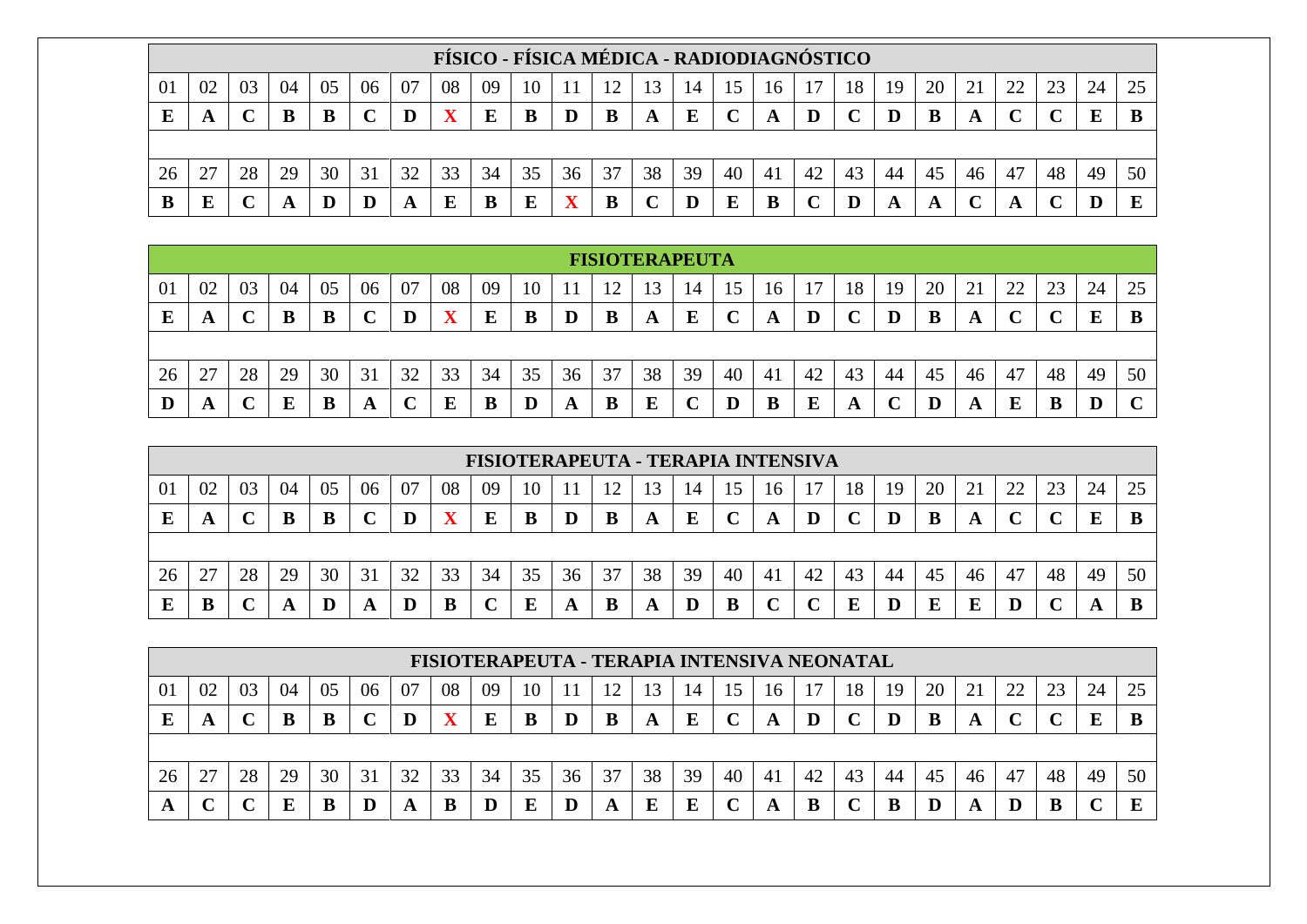| FÍSICO - FÍSICA MÉDICA - RADIODIAGNÓSTICO | | | | | | | | | | | | | | | | | | | | | | | | |
|---|---|---|---|---|---|---|---|---|---|---|---|---|---|---|---|---|---|---|---|---|---|---|---|---|
| 01 | 02 | 03 | 04 | 05 | 06 | 07 | 08 | 09 | 10 | 11 | 12 | 13 | 14 | 15 | 16 | 17 | 18 | 19 | 20 | 21 | 22 | 23 | 24 | 25 |
| **E** | **A** | **C** | **B** | **B** | **C** | **D** | **X** | **E** | **B** | **D** | **B** | **A** | **E** | **C** | **A** | **D** | **C** | **D** | **B** | **A** | **C** | **C** | **E** | **B** |
| 26 | 27 | 28 | 29 | 30 | 31 | 32 | 33 | 34 | 35 | 36 | 37 | 38 | 39 | 40 | 41 | 42 | 43 | 44 | 45 | 46 | 47 | 48 | 49 | 50 |
| **B** | **E** | **C** | **A** | **D** | **D** | **A** | **E** | **B** | **E** | **X** | **B** | **C** | **D** | **E** | **B** | **C** | **D** | **A** | **A** | **C** | **A** | **C** | **D** | **E** |

| FISIOTERAPEUTA | | | | | | | | | | | | | | | | | | | | | | | | |
|---|---|---|---|---|---|---|---|---|---|---|---|---|---|---|---|---|---|---|---|---|---|---|---|---|
| 01 | 02 | 03 | 04 | 05 | 06 | 07 | 08 | 09 | 10 | 11 | 12 | 13 | 14 | 15 | 16 | 17 | 18 | 19 | 20 | 21 | 22 | 23 | 24 | 25 |
| **E** | **A** | **C** | **B** | **B** | **C** | **D** | **X** | **E** | **B** | **D** | **B** | **A** | **E** | **C** | **A** | **D** | **C** | **D** | **B** | **A** | **C** | **C** | **E** | **B** |
| 26 | 27 | 28 | 29 | 30 | 31 | 32 | 33 | 34 | 35 | 36 | 37 | 38 | 39 | 40 | 41 | 42 | 43 | 44 | 45 | 46 | 47 | 48 | 49 | 50 |
| **D** | **A** | **C** | **E** | **B** | **A** | **C** | **E** | **B** | **D** | **A** | **B** | **E** | **C** | **D** | **B** | **E** | **A** | **C** | **D** | **A** | **E** | **B** | **D** | **C** |

| FISIOTERAPEUTA - TERAPIA INTENSIVA | | | | | | | | | | | | | | | | | | | | | | | | |
|---|---|---|---|---|---|---|---|---|---|---|---|---|---|---|---|---|---|---|---|---|---|---|---|---|
| 01 | 02 | 03 | 04 | 05 | 06 | 07 | 08 | 09 | 10 | 11 | 12 | 13 | 14 | 15 | 16 | 17 | 18 | 19 | 20 | 21 | 22 | 23 | 24 | 25 |
| **E** | **A** | **C** | **B** | **B** | **C** | **D** | **X** | **E** | **B** | **D** | **B** | **A** | **E** | **C** | **A** | **D** | **C** | **D** | **B** | **A** | **C** | **C** | **E** | **B** |
| 26 | 27 | 28 | 29 | 30 | 31 | 32 | 33 | 34 | 35 | 36 | 37 | 38 | 39 | 40 | 41 | 42 | 43 | 44 | 45 | 46 | 47 | 48 | 49 | 50 |
| **E** | **B** | **C** | **A** | **D** | **A** | **D** | **B** | **C** | **E** | **A** | **B** | **A** | **D** | **B** | **C** | **C** | **E** | **D** | **E** | **E** | **D** | **C** | **A** | **B** |

| FISIOTERAPEUTA - TERAPIA INTENSIVA NEONATAL | | | | | | | | | | | | | | | | | | | | | | | | |
|---|---|---|---|---|---|---|---|---|---|---|---|---|---|---|---|---|---|---|---|---|---|---|---|---|
| 01 | 02 | 03 | 04 | 05 | 06 | 07 | 08 | 09 | 10 | 11 | 12 | 13 | 14 | 15 | 16 | 17 | 18 | 19 | 20 | 21 | 22 | 23 | 24 | 25 |
| **E** | **A** | **C** | **B** | **B** | **C** | **D** | **X** | **E** | **B** | **D** | **B** | **A** | **E** | **C** | **A** | **D** | **C** | **D** | **B** | **A** | **C** | **C** | **E** | **B** |
| 26 | 27 | 28 | 29 | 30 | 31 | 32 | 33 | 34 | 35 | 36 | 37 | 38 | 39 | 40 | 41 | 42 | 43 | 44 | 45 | 46 | 47 | 48 | 49 | 50 |
| **A** | **C** | **C** | **E** | **B** | **D** | **A** | **B** | **D** | **E** | **D** | **A** | **E** | **E** | **C** | **A** | **B** | **C** | **B** | **D** | **A** | **D** | **B** | **C** | **E** |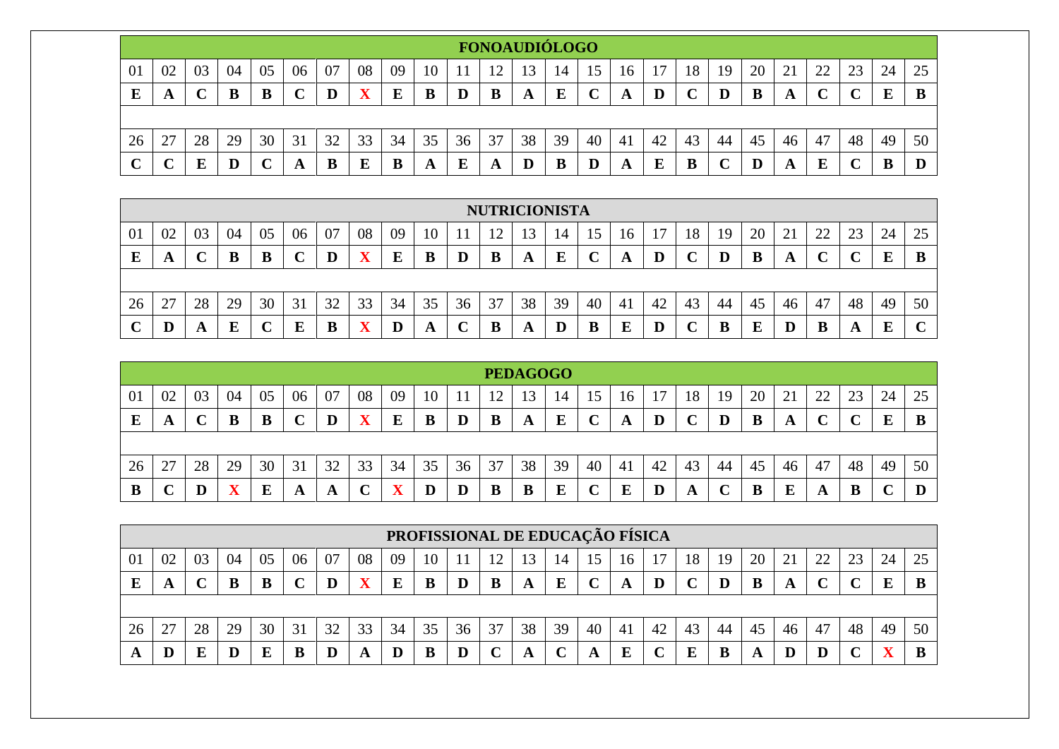## FONOAUDIÓLOGO

| 01 | 02 | 03 | 04 | 05 | 06 | 07 | 08 | 09 | 10 | 11 | 12 | 13 | 14 | 15 | 16 | 17 | 18 | 19 | 20 | 21 | 22 | 23 | 24 | 25 |
|---|---|---|---|---|---|---|---|---|---|---|---|---|---|---|---|---|---|---|---|---|---|---|---|---|
| **E** | **A** | **C** | **B** | **B** | **C** | **D** | **X** | **E** | **B** | **D** | **B** | **A** | **E** | **C** | **A** | **D** | **C** | **D** | **B** | **A** | **C** | **C** | **E** | **B** |

| 26 | 27 | 28 | 29 | 30 | 31 | 32 | 33 | 34 | 35 | 36 | 37 | 38 | 39 | 40 | 41 | 42 | 43 | 44 | 45 | 46 | 47 | 48 | 49 | 50 |
|---|---|---|---|---|---|---|---|---|---|---|---|---|---|---|---|---|---|---|---|---|---|---|---|---|
| **C** | **C** | **E** | **D** | **C** | **A** | **B** | **E** | **B** | **A** | **E** | **A** | **D** | **B** | **D** | **A** | **E** | **B** | **C** | **D** | **A** | **E** | **C** | **B** | **D** |

## NUTRICIONISTA

| 01 | 02 | 03 | 04 | 05 | 06 | 07 | 08 | 09 | 10 | 11 | 12 | 13 | 14 | 15 | 16 | 17 | 18 | 19 | 20 | 21 | 22 | 23 | 24 | 25 |
|---|---|---|---|---|---|---|---|---|---|---|---|---|---|---|---|---|---|---|---|---|---|---|---|---|
| **E** | **A** | **C** | **B** | **B** | **C** | **D** | **X** | **E** | **B** | **D** | **B** | **A** | **E** | **C** | **A** | **D** | **C** | **D** | **B** | **A** | **C** | **C** | **E** | **B** |

| 26 | 27 | 28 | 29 | 30 | 31 | 32 | 33 | 34 | 35 | 36 | 37 | 38 | 39 | 40 | 41 | 42 | 43 | 44 | 45 | 46 | 47 | 48 | 49 | 50 |
|---|---|---|---|---|---|---|---|---|---|---|---|---|---|---|---|---|---|---|---|---|---|---|---|---|
| **C** | **D** | **A** | **E** | **C** | **E** | **B** | **X** | **D** | **A** | **C** | **B** | **A** | **D** | **B** | **E** | **D** | **C** | **B** | **E** | **D** | **B** | **A** | **E** | **C** |

## PEDAGOGO

| 01 | 02 | 03 | 04 | 05 | 06 | 07 | 08 | 09 | 10 | 11 | 12 | 13 | 14 | 15 | 16 | 17 | 18 | 19 | 20 | 21 | 22 | 23 | 24 | 25 |
|---|---|---|---|---|---|---|---|---|---|---|---|---|---|---|---|---|---|---|---|---|---|---|---|---|
| **E** | **A** | **C** | **B** | **B** | **C** | **D** | **X** | **E** | **B** | **D** | **B** | **A** | **E** | **C** | **A** | **D** | **C** | **D** | **B** | **A** | **C** | **C** | **E** | **B** |

| 26 | 27 | 28 | 29 | 30 | 31 | 32 | 33 | 34 | 35 | 36 | 37 | 38 | 39 | 40 | 41 | 42 | 43 | 44 | 45 | 46 | 47 | 48 | 49 | 50 |
|---|---|---|---|---|---|---|---|---|---|---|---|---|---|---|---|---|---|---|---|---|---|---|---|---|
| **B** | **C** | **D** | **X** | **E** | **A** | **A** | **C** | **X** | **D** | **D** | **B** | **B** | **E** | **C** | **E** | **D** | **A** | **C** | **B** | **E** | **A** | **B** | **C** | **D** |

## PROFISSIONAL DE EDUCAÇÃO FÍSICA

| 01 | 02 | 03 | 04 | 05 | 06 | 07 | 08 | 09 | 10 | 11 | 12 | 13 | 14 | 15 | 16 | 17 | 18 | 19 | 20 | 21 | 22 | 23 | 24 | 25 |
|---|---|---|---|---|---|---|---|---|---|---|---|---|---|---|---|---|---|---|---|---|---|---|---|---|
| **E** | **A** | **C** | **B** | **B** | **C** | **D** | **X** | **E** | **B** | **D** | **B** | **A** | **E** | **C** | **A** | **D** | **C** | **D** | **B** | **A** | **C** | **C** | **E** | **B** |

| 26 | 27 | 28 | 29 | 30 | 31 | 32 | 33 | 34 | 35 | 36 | 37 | 38 | 39 | 40 | 41 | 42 | 43 | 44 | 45 | 46 | 47 | 48 | 49 | 50 |
|---|---|---|---|---|---|---|---|---|---|---|---|---|---|---|---|---|---|---|---|---|---|---|---|---|
| **A** | **D** | **E** | **D** | **E** | **B** | **D** | **A** | **D** | **B** | **D** | **C** | **A** | **C** | **A** | **E** | **C** | **E** | **B** | **A** | **D** | **D** | **C** | **X** | **B** |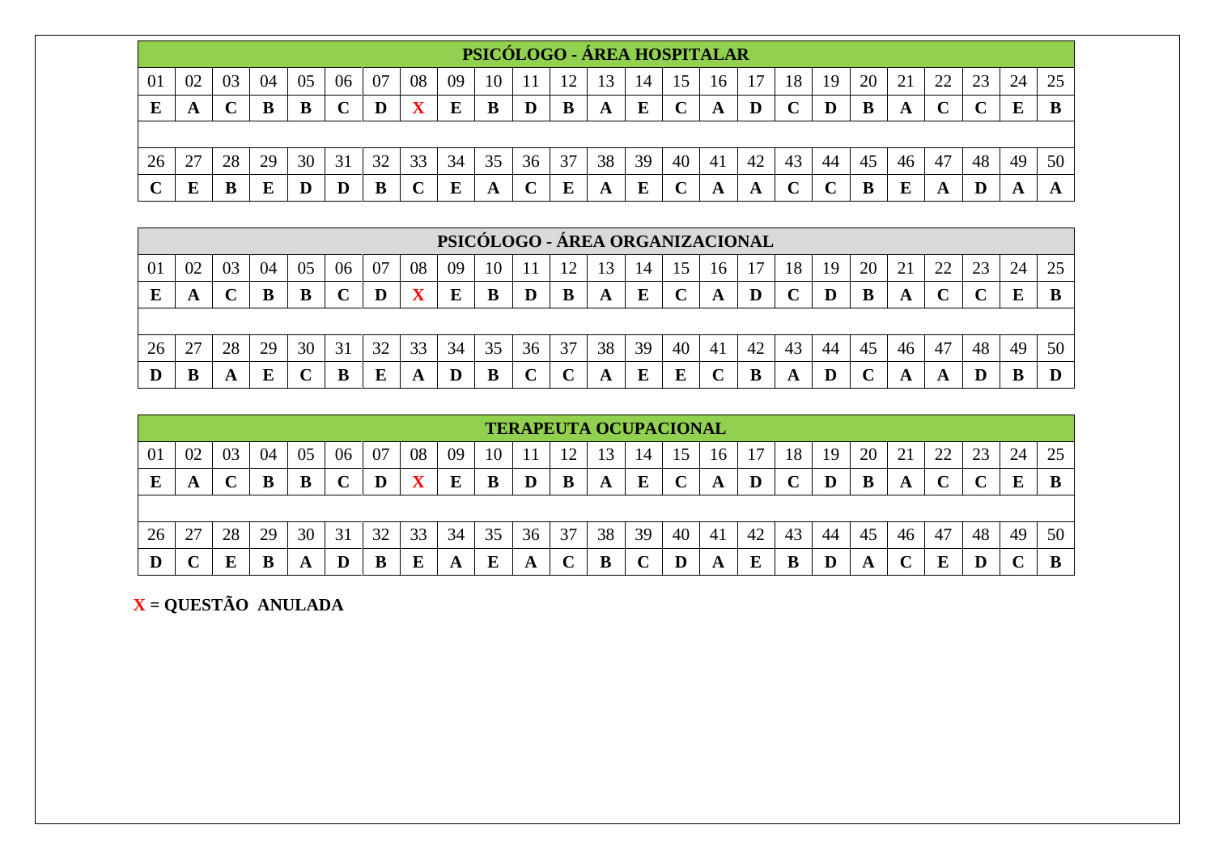| PSICÓLOGO - ÁREA HOSPITALAR | | | | | | | | | | | | | | | | | | | | | | | | |
|---|---|---|---|---|---|---|---|---|---|---|---|---|---|---|---|---|---|---|---|---|---|---|---|---|
| 01 | 02 | 03 | 04 | 05 | 06 | 07 | 08 | 09 | 10 | 11 | 12 | 13 | 14 | 15 | 16 | 17 | 18 | 19 | 20 | 21 | 22 | 23 | 24 | 25 |
| **E** | **A** | **C** | **B** | **B** | **C** | **D** | **X** | **E** | **B** | **D** | **B** | **A** | **E** | **C** | **A** | **D** | **C** | **D** | **B** | **A** | **C** | **C** | **E** | **B** |
| 26 | 27 | 28 | 29 | 30 | 31 | 32 | 33 | 34 | 35 | 36 | 37 | 38 | 39 | 40 | 41 | 42 | 43 | 44 | 45 | 46 | 47 | 48 | 49 | 50 |
| **C** | **E** | **B** | **E** | **D** | **D** | **B** | **C** | **E** | **A** | **C** | **E** | **A** | **E** | **C** | **A** | **A** | **C** | **C** | **B** | **E** | **A** | **D** | **A** | **A** |

| PSICÓLOGO - ÁREA ORGANIZACIONAL | | | | | | | | | | | | | | | | | | | | | | | | |
|---|---|---|---|---|---|---|---|---|---|---|---|---|---|---|---|---|---|---|---|---|---|---|---|---|
| 01 | 02 | 03 | 04 | 05 | 06 | 07 | 08 | 09 | 10 | 11 | 12 | 13 | 14 | 15 | 16 | 17 | 18 | 19 | 20 | 21 | 22 | 23 | 24 | 25 |
| **E** | **A** | **C** | **B** | **B** | **C** | **D** | **X** | **E** | **B** | **D** | **B** | **A** | **E** | **C** | **A** | **D** | **C** | **D** | **B** | **A** | **C** | **C** | **E** | **B** |
| 26 | 27 | 28 | 29 | 30 | 31 | 32 | 33 | 34 | 35 | 36 | 37 | 38 | 39 | 40 | 41 | 42 | 43 | 44 | 45 | 46 | 47 | 48 | 49 | 50 |
| **D** | **B** | **A** | **E** | **C** | **B** | **E** | **A** | **D** | **B** | **C** | **C** | **A** | **E** | **E** | **C** | **B** | **A** | **D** | **C** | **A** | **A** | **D** | **B** | **D** |

| TERAPEUTA OCUPACIONAL | | | | | | | | | | | | | | | | | | | | | | | | |
|---|---|---|---|---|---|---|---|---|---|---|---|---|---|---|---|---|---|---|---|---|---|---|---|---|
| 01 | 02 | 03 | 04 | 05 | 06 | 07 | 08 | 09 | 10 | 11 | 12 | 13 | 14 | 15 | 16 | 17 | 18 | 19 | 20 | 21 | 22 | 23 | 24 | 25 |
| **E** | **A** | **C** | **B** | **B** | **C** | **D** | **X** | **E** | **B** | **D** | **B** | **A** | **E** | **C** | **A** | **D** | **C** | **D** | **B** | **A** | **C** | **C** | **E** | **B** |
| 26 | 27 | 28 | 29 | 30 | 31 | 32 | 33 | 34 | 35 | 36 | 37 | 38 | 39 | 40 | 41 | 42 | 43 | 44 | 45 | 46 | 47 | 48 | 49 | 50 |
| **D** | **C** | **E** | **B** | **A** | **D** | **B** | **E** | **A** | **E** | **A** | **C** | **B** | **C** | **D** | **A** | **E** | **B** | **D** | **A** | **C** | **E** | **D** | **C** | **B** |

**X = QUESTÃO ANULADA**